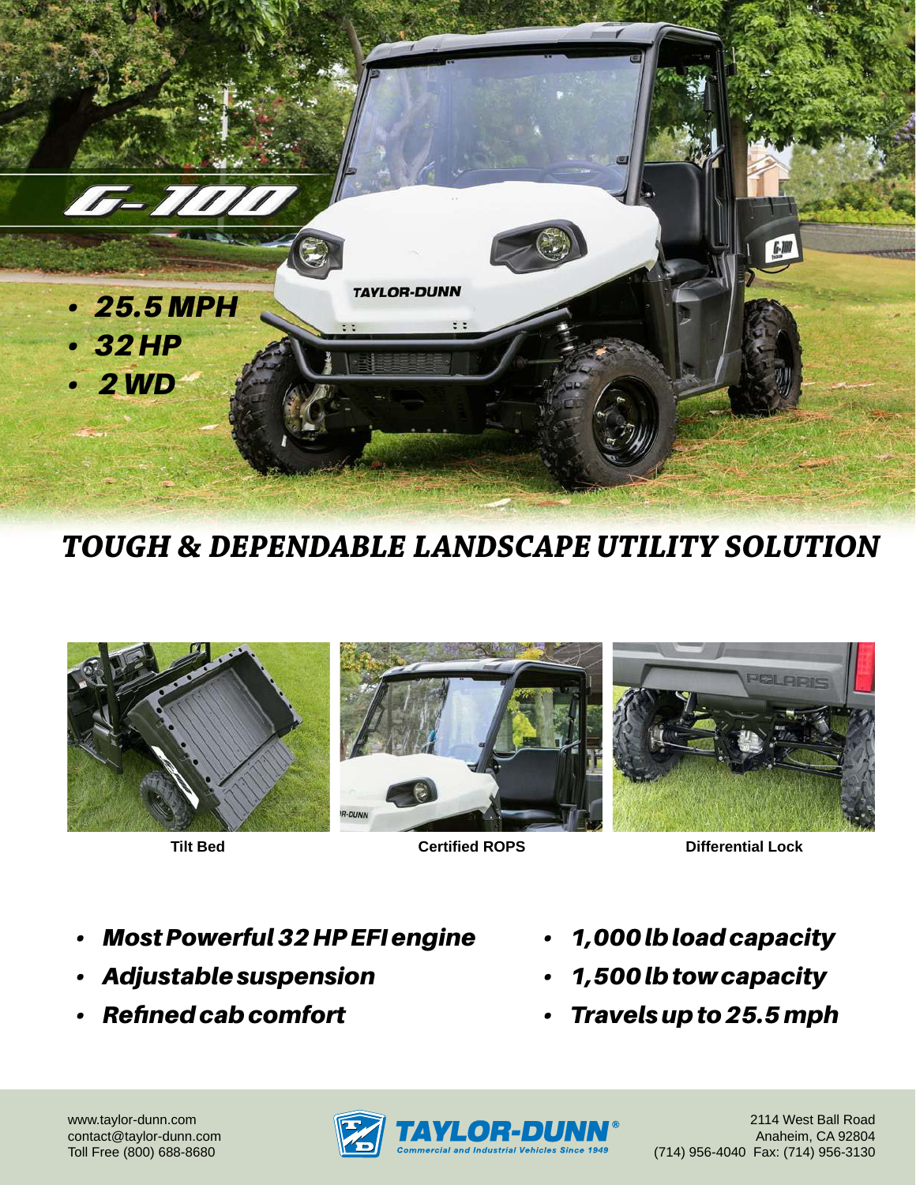# G-100

- 25.5 MPH
- 32 HP
- 2 WD

## TOUGH & DEPENDABLE LANDSCAPE UTILITY SOLUTION

Tilt Bed

Certified ROPS

Differential Lock

- Most Powerful 32 HP EFI engine
- Adjustable suspension
- Refined cab comfort
- 1,000 lb load capacity
- 1,500 lb tow capacity
- Travels up to 25.5 mph

www.taylor-dunn.com
contact@taylor-dunn.com
Toll Free (800) 688-8680

TAYLOR-DUNN®
Commercial and Industrial Vehicles Since 1949

2114 West Ball Road
Anaheim, CA 92804
(714) 956-4040 Fax: (714) 956-3130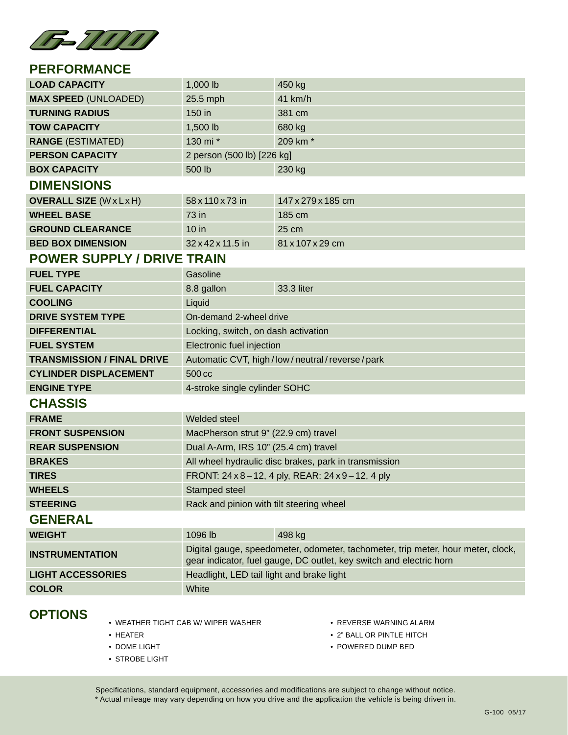# G-100

## PERFORMANCE

| | | |
|---|---|---|
| **LOAD CAPACITY** | 1,000 lb | 450 kg |
| **MAX SPEED** (UNLOADED) | 25.5 mph | 41 km/h |
| **TURNING RADIUS** | 150 in | 381 cm |
| **TOW CAPACITY** | 1,500 lb | 680 kg |
| **RANGE** (ESTIMATED) | 130 mi * | 209 km * |
| **PERSON CAPACITY** | 2 person (500 lb) [226 kg] | |
| **BOX CAPACITY** | 500 lb | 230 kg |

## DIMENSIONS

| | | |
|---|---|---|
| **OVERALL SIZE** (W x L x H) | 58 x 110 x 73 in | 147 x 279 x 185 cm |
| **WHEEL BASE** | 73 in | 185 cm |
| **GROUND CLEARANCE** | 10 in | 25 cm |
| **BED BOX DIMENSION** | 32 x 42 x 11.5 in | 81 x 107 x 29 cm |

## POWER SUPPLY / DRIVE TRAIN

| | | |
|---|---|---|
| **FUEL TYPE** | Gasoline | |
| **FUEL CAPACITY** | 8.8 gallon | 33.3 liter |
| **COOLING** | Liquid | |
| **DRIVE SYSTEM TYPE** | On-demand 2-wheel drive | |
| **DIFFERENTIAL** | Locking, switch, on dash activation | |
| **FUEL SYSTEM** | Electronic fuel injection | |
| **TRANSMISSION / FINAL DRIVE** | Automatic CVT, high / low / neutral / reverse / park | |
| **CYLINDER DISPLACEMENT** | 500 cc | |
| **ENGINE TYPE** | 4-stroke single cylinder SOHC | |

## CHASSIS

| | |
|---|---|
| **FRAME** | Welded steel |
| **FRONT SUSPENSION** | MacPherson strut 9" (22.9 cm) travel |
| **REAR SUSPENSION** | Dual A-Arm, IRS 10" (25.4 cm) travel |
| **BRAKES** | All wheel hydraulic disc brakes, park in transmission |
| **TIRES** | FRONT: 24 x 8 – 12, 4 ply, REAR: 24 x 9 – 12, 4 ply |
| **WHEELS** | Stamped steel |
| **STEERING** | Rack and pinion with tilt steering wheel |

## GENERAL

| | | |
|---|---|---|
| **WEIGHT** | 1096 lb | 498 kg |
| **INSTRUMENTATION** | Digital gauge, speedometer, odometer, tachometer, trip meter, hour meter, clock, gear indicator, fuel gauge, DC outlet, key switch and electric horn | |
| **LIGHT ACCESSORIES** | Headlight, LED tail light and brake light | |
| **COLOR** | White | |

## OPTIONS

- WEATHER TIGHT CAB W/ WIPER WASHER
- HEATER
- DOME LIGHT
- STROBE LIGHT
- REVERSE WARNING ALARM
- 2" BALL OR PINTLE HITCH
- POWERED DUMP BED

Specifications, standard equipment, accessories and modifications are subject to change without notice.
* Actual mileage may vary depending on how you drive and the application the vehicle is being driven in.

G-100 05/17